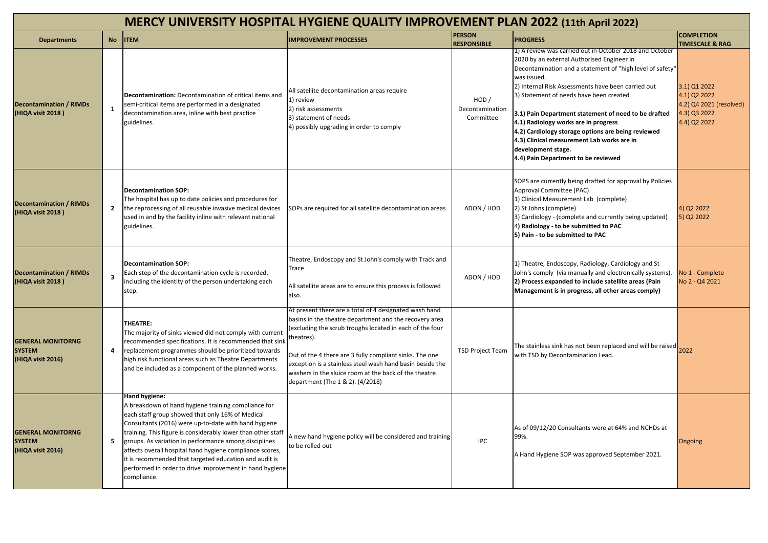# MERCY UNIVERSITY HOSPITAL HYGIENE QUALITY IMPROVEMENT PLAN 2022 (11th April 2022)

| Departments | No | ITEM | IMPROVEMENT PROCESSES | PERSON RESPONSIBLE | PROGRESS | COMPLETION TIMESCALE & RAG |
|---|---|---|---|---|---|---|
| **Decontamination / RIMDs (HIQA visit 2018 )** | **1** | **Decontamination:** Decontamination of critical items and semi-critical items are performed in a designated decontamination area, inline with best practice guidelines. | All satellite decontamination areas require<br>1) review<br>2) risk assessments<br>3) statement of needs<br>4) possibly upgrading in order to comply | HOD / Decontamination Committee | 1) A review was carried out in October 2018 and October 2020 by an external Authorised Engineer in Decontamination and a statement of "high level of safety" was issued.<br>2) Internal Risk Assessments have been carried out<br>3) Statement of needs have been created<br>**3.1) Pain Department statement of need to be drafted**<br>**4.1) Radiology works are in progress**<br>**4.2) Cardiology storage options are being reviewed**<br>**4.3) Clinical measurement Lab works are in development stage.**<br>**4.4) Pain Department to be reviewed** | 3.1) Q1 2022<br>4.1) Q2 2022<br>4.2) Q4 2021 (resolved)<br>4.3) Q3 2022<br>4.4) Q2 2022 |
| **Decontamination / RIMDs (HIQA visit 2018 )** | **2** | **Decontamination SOP:**<br>The hospital has up to date policies and procedures for the reprocessing of all reusable invasive medical devices used in and by the facility inline with relevant national guidelines. | SOPs are required for all satellite decontamination areas | ADON / HOD | SOPS are currently being drafted for approval by Policies Approval Committee (PAC)<br>1) Clinical Measurement Lab (complete)<br>2) St Johns (complete)<br>3) Cardiology - (complete and currently being updated)<br>**4) Radiology - to be submitted to PAC**<br>**5) Pain - to be submitted to PAC** | 4) Q2 2022<br>5) Q2 2022 |
| **Decontamination / RIMDs (HIQA visit 2018 )** | **3** | **Decontamination SOP:**<br>Each step of the decontamination cycle is recorded, including the identity of the person undertaking each step. | Theatre, Endoscopy and St John's comply with Track and Trace<br><br>All satellite areas are to ensure this process is followed also. | ADON / HOD | 1) Theatre, Endoscopy, Radiology, Cardiology and St John's comply (via manually and electronically systems).<br>**2) Process expanded to include satellite areas (Pain Management is in progress, all other areas comply)** | No 1 - Complete<br>No 2 - Q4 2021 |
| **GENERAL MONITORNG SYSTEM (HIQA visit 2016)** | **4** | **THEATRE:**<br>The majority of sinks viewed did not comply with current recommended specifications. It is recommended that sink replacement programmes should be prioritized towards high risk functional areas such as Theatre Departments and be included as a component of the planned works. | At present there are a total of 4 designated wash hand basins in the theatre department and the recovery area (excluding the scrub troughs located in each of the four theatres).<br><br>Out of the 4 there are 3 fully compliant sinks. The one exception is a stainless steel wash hand basin beside the washers in the sluice room at the back of the theatre department (The 1 & 2). (4/2018) | TSD Project Team | The stainless sink has not been replaced and will be raised with TSD by Decontamination Lead. | 2022 |
| **GENERAL MONITORNG SYSTEM (HIQA visit 2016)** | **5** | **Hand hygiene:**<br>A breakdown of hand hygiene training compliance for each staff group showed that only 16% of Medical Consultants (2016) were up-to-date with hand hygiene training. This figure is considerably lower than other staff groups. As variation in performance among disciplines affects overall hospital hand hygiene compliance scores, it is recommended that targeted education and audit is performed in order to drive improvement in hand hygiene compliance. | A new hand hygiene policy will be considered and training to be rolled out | IPC | As of 09/12/20 Consultants were at 64% and NCHDs at 99%.<br><br>A Hand Hygiene SOP was approved September 2021. | Ongoing |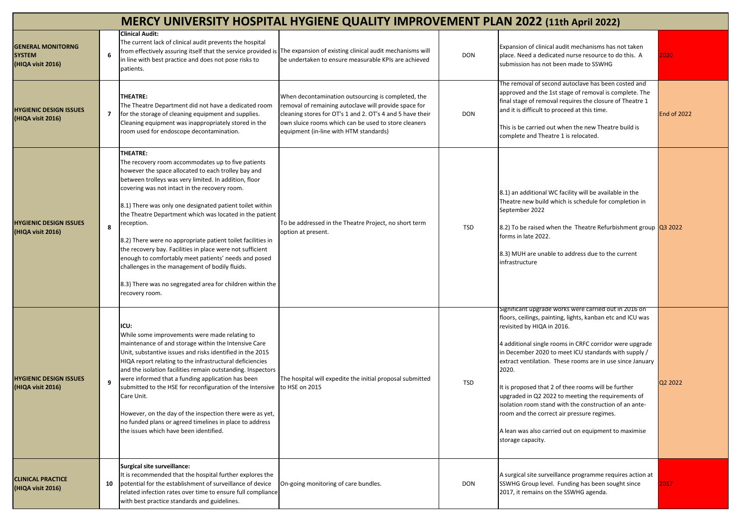# MERCY UNIVERSITY HOSPITAL HYGIENE QUALITY IMPROVEMENT PLAN 2022 (11th April 2022)

| | | | | | | |
|---|---|---|---|---|---|---|
| **GENERAL MONITORNG SYSTEM (HIQA visit 2016)** | **6** | **Clinical Audit:** The current lack of clinical audit prevents the hospital from effectively assuring itself that the service provided is in line with best practice and does not pose risks to patients. | The expansion of existing clinical audit mechanisms will be undertaken to ensure measurable KPIs are achieved | DON | Expansion of clinical audit mechanisms has not taken place. Need a dedicated nurse resource to do this. A submission has not been made to SSWHG | 2020 |
| **HYGIENIC DESIGN ISSUES (HIQA visit 2016)** | **7** | **THEATRE:** The Theatre Department did not have a dedicated room for the storage of cleaning equipment and supplies. Cleaning equipment was inappropriately stored in the room used for endoscope decontamination. | When decontamination outsourcing is completed, the removal of remaining autoclave will provide space for cleaning stores for OT's 1 and 2. OT's 4 and 5 have their own sluice rooms which can be used to store cleaners equipment (in-line with HTM standards) | DON | The removal of second autoclave has been costed and approved and the 1st stage of removal is complete. The final stage of removal requires the closure of Theatre 1 and it is difficult to proceed at this time.<br><br>This is be carried out when the new Theatre build is complete and Theatre 1 is relocated. | End of 2022 |
| **HYGIENIC DESIGN ISSUES (HIQA visit 2016)** | **8** | **THEATRE:** The recovery room accommodates up to five patients however the space allocated to each trolley bay and between trolleys was very limited. In addition, floor covering was not intact in the recovery room.<br><br>8.1) There was only one designated patient toilet within the Theatre Department which was located in the patient reception.<br><br>8.2) There were no appropriate patient toilet facilities in the recovery bay. Facilities in place were not sufficient enough to comfortably meet patients' needs and posed challenges in the management of bodily fluids.<br><br>8.3) There was no segregated area for children within the recovery room. | To be addressed in the Theatre Project, no short term option at present. | TSD | 8.1) an additional WC facility will be available in the Theatre new build which is schedule for completion in September 2022<br><br>8.2) To be raised when the Theatre Refurbishment group forms in late 2022.<br><br>8.3) MUH are unable to address due to the current infrastructure | Q3 2022 |
| **HYGIENIC DESIGN ISSUES (HIQA visit 2016)** | **9** | **ICU:** While some improvements were made relating to maintenance of and storage within the Intensive Care Unit, substantive issues and risks identified in the 2015 HIQA report relating to the infrastructural deficiencies and the isolation facilities remain outstanding. Inspectors were informed that a funding application has been submitted to the HSE for reconfiguration of the Intensive Care Unit.<br><br>However, on the day of the inspection there were as yet, no funded plans or agreed timelines in place to address the issues which have been identified. | The hospital will expedite the initial proposal submitted to HSE on 2015 | TSD | Significant upgrade works were carried out in 2016 on floors, ceilings, painting, lights, kanban etc and ICU was revisited by HIQA in 2016.<br><br>4 additional single rooms in CRFC corridor were upgrade in December 2020 to meet ICU standards with supply / extract ventilation. These rooms are in use since January 2020.<br><br>It is proposed that 2 of thee rooms will be further upgraded in Q2 2022 to meeting the requirements of isolation room stand with the construction of an ante-room and the correct air pressure regimes.<br><br>A lean was also carried out on equipment to maximise storage capacity. | Q2 2022 |
| **CLINICAL PRACTICE (HIQA visit 2016)** | **10** | **Surgical site surveillance:** It is recommended that the hospital further explores the potential for the establishment of surveillance of device related infection rates over time to ensure full compliance with best practice standards and guidelines. | On-going monitoring of care bundles. | DON | A surgical site surveillance programme requires action at SSWHG Group level. Funding has been sought since 2017, it remains on the SSWHG agenda. | 2017 |